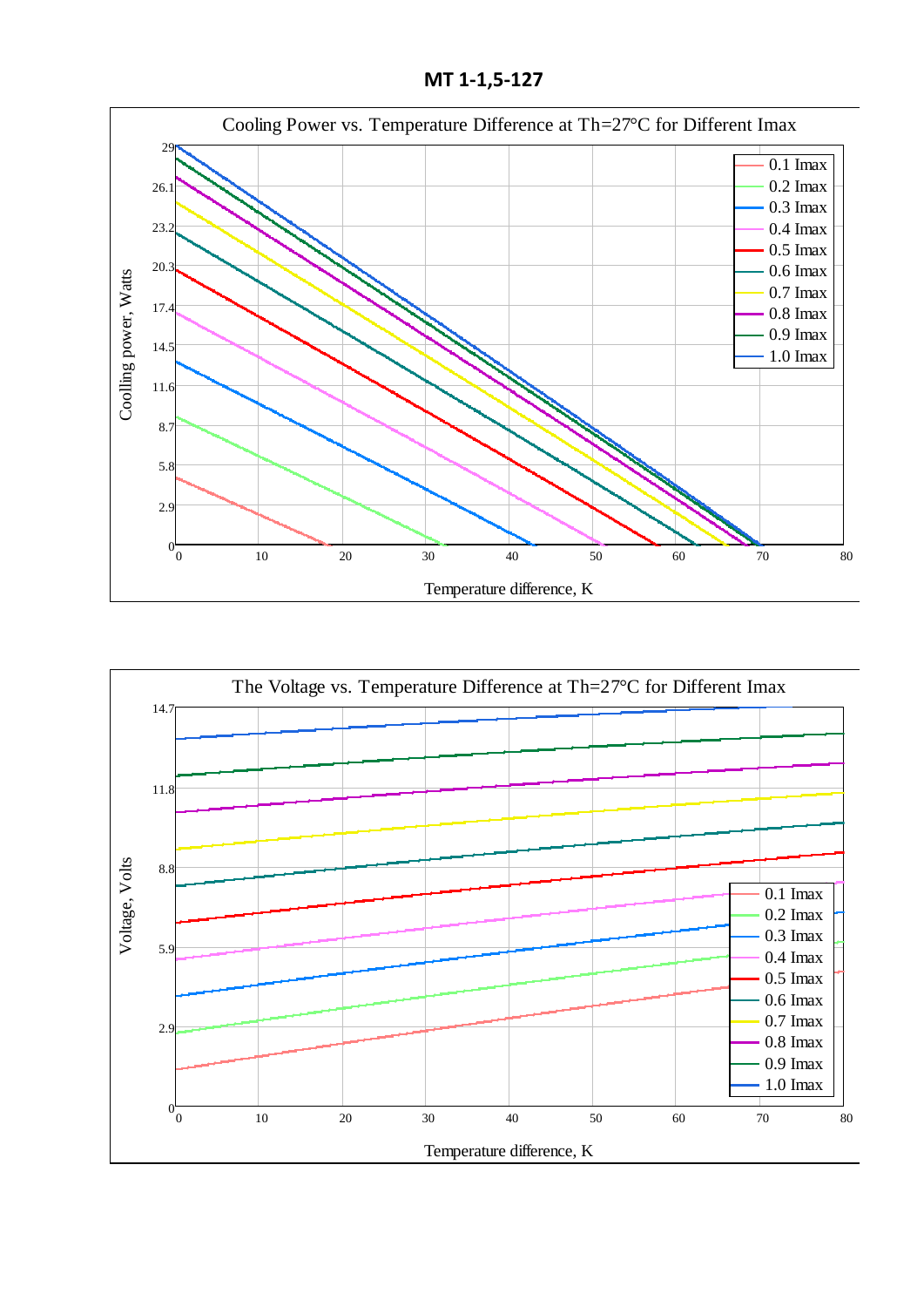# MT 1-1,5-127

Cooling Power vs. Temperature Difference at Th=27°C for Different Imax

Coolling power, Watts

Temperature difference, K

0.1 Imax
0.2 Imax
0.3 Imax
0.4 Imax
0.5 Imax
0.6 Imax
0.7 Imax
0.8 Imax
0.9 Imax
1.0 Imax

The Voltage vs. Temperature Difference at Th=27°C for Different Imax

Voltage, Volts

Temperature difference, K

0.1 Imax
0.2 Imax
0.3 Imax
0.4 Imax
0.5 Imax
0.6 Imax
0.7 Imax
0.8 Imax
0.9 Imax
1.0 Imax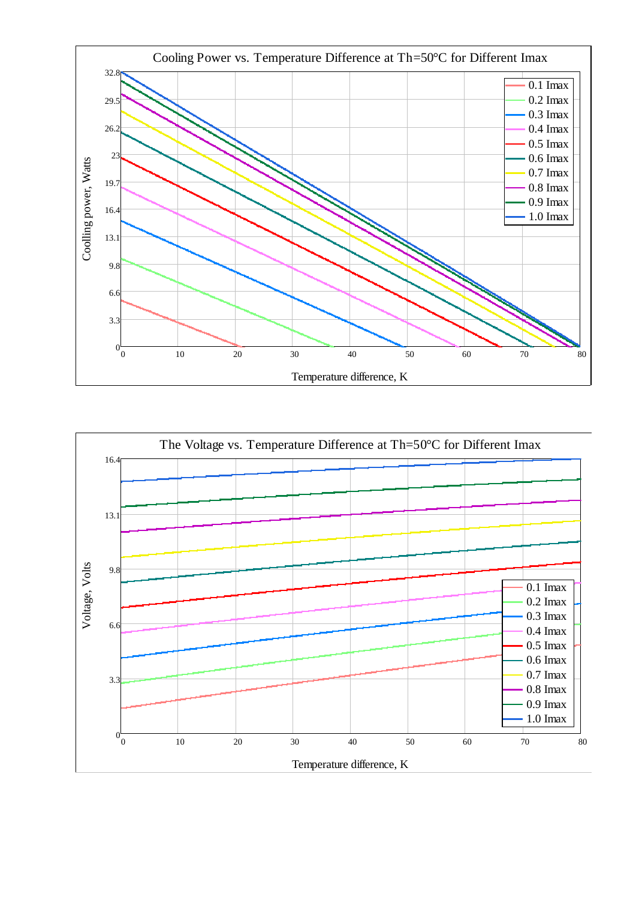Cooling Power vs. Temperature Difference at Th=50°C for Different Imax

Coolling power, Watts

32.8
29.5
26.2
23
19.7
16.4
13.1
9.8
6.6
3.3
0

0 10 20 30 40 50 60 70 80

Temperature difference, K

0.1 Imax
0.2 Imax
0.3 Imax
0.4 Imax
0.5 Imax
0.6 Imax
0.7 Imax
0.8 Imax
0.9 Imax
1.0 Imax

The Voltage vs. Temperature Difference at Th=50°C for Different Imax

Voltage, Volts

16.4
13.1
9.8
6.6
3.3
0

0 10 20 30 40 50 60 70 80

Temperature difference, K

0.1 Imax
0.2 Imax
0.3 Imax
0.4 Imax
0.5 Imax
0.6 Imax
0.7 Imax
0.8 Imax
0.9 Imax
1.0 Imax